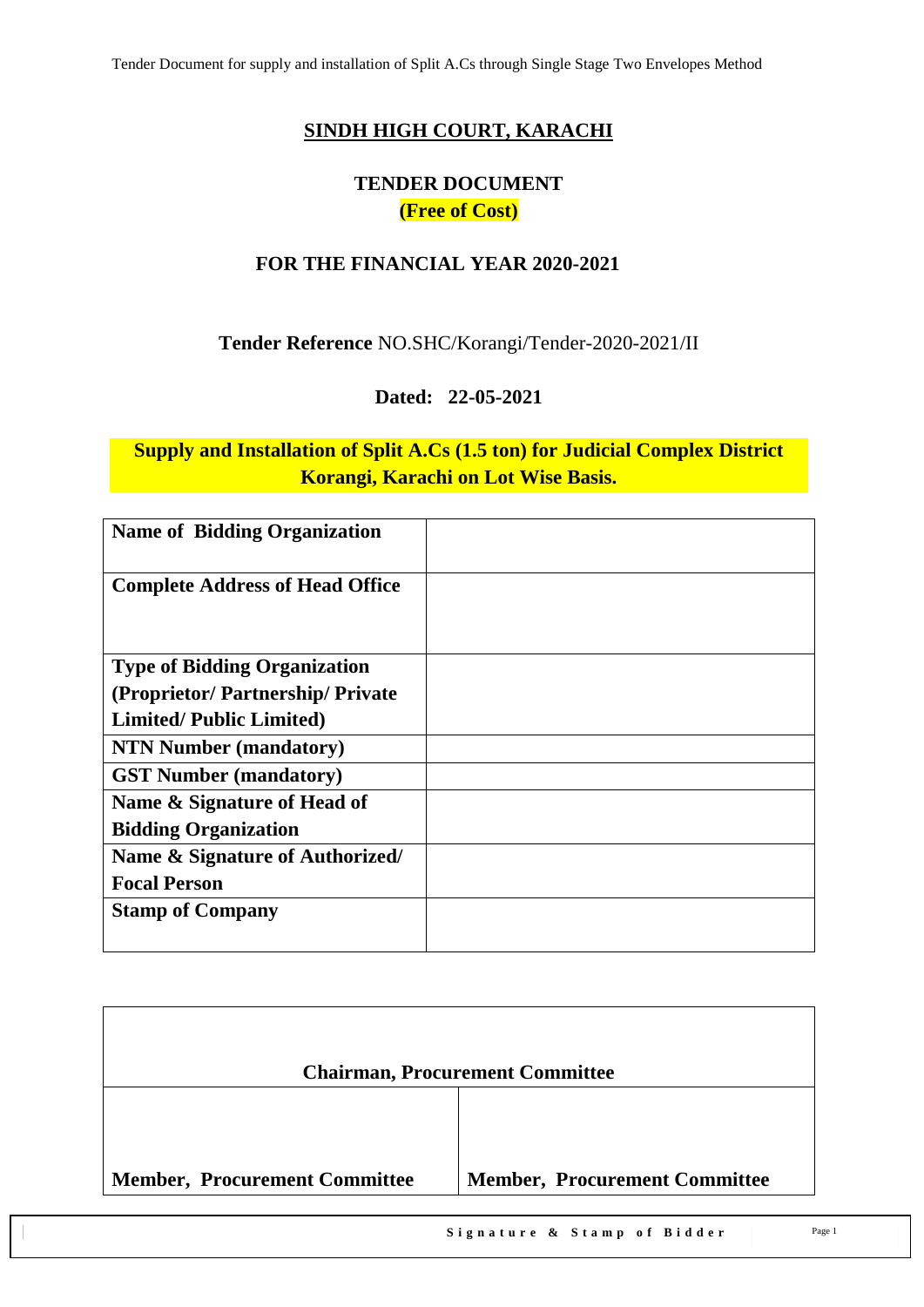# SINDH HIGH COURT, KARACHI

## TENDER DOCUMENT

**(Free of Cost)**

## FOR THE FINANCIAL YEAR 2020-2021

**Tender Reference** NO.SHC/Korangi/Tender-2020-2021/II

**Dated: 22-05-2021**

**Supply and Installation of Split A.Cs (1.5 ton) for Judicial Complex District Korangi, Karachi on Lot Wise Basis.**

| | |
|---|---|
| **Name of Bidding Organization** | |
| **Complete Address of Head Office** | |
| **Type of Bidding Organization (Proprietor/ Partnership/ Private Limited/ Public Limited)** | |
| **NTN Number (mandatory)** | |
| **GST Number (mandatory)** | |
| **Name & Signature of Head of Bidding Organization** | |
| **Name & Signature of Authorized/ Focal Person** | |
| **Stamp of Company** | |

| **Chairman, Procurement Committee** | |
|---|---|
| **Member, Procurement Committee** | **Member, Procurement Committee** |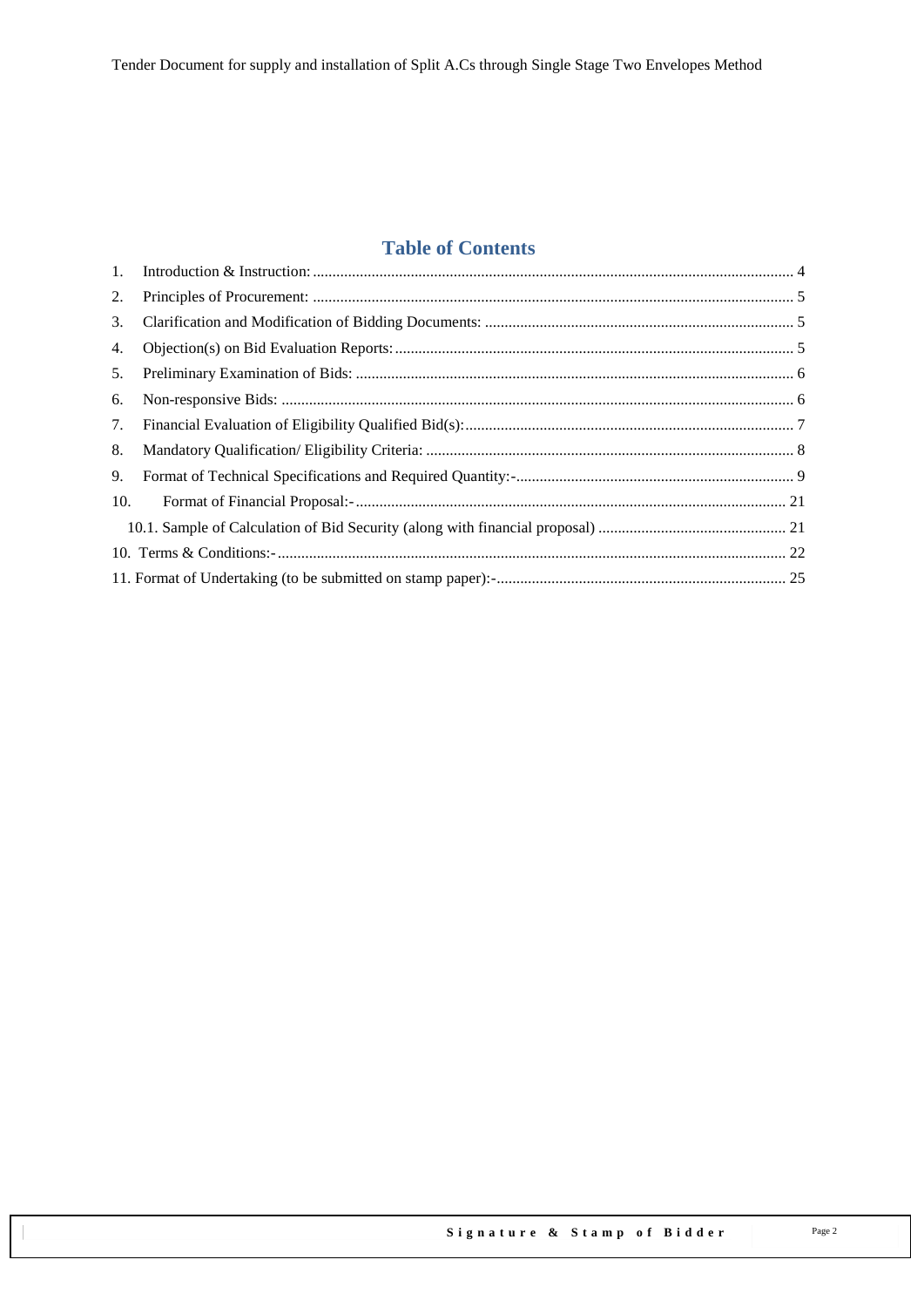## Table of Contents

1. Introduction & Instruction: .......... 4
2. Principles of Procurement: .......... 5
3. Clarification and Modification of Bidding Documents: .......... 5
4. Objection(s) on Bid Evaluation Reports: .......... 5
5. Preliminary Examination of Bids: .......... 6
6. Non-responsive Bids: .......... 6
7. Financial Evaluation of Eligibility Qualified Bid(s): .......... 7
8. Mandatory Qualification/ Eligibility Criteria: .......... 8
9. Format of Technical Specifications and Required Quantity:- .......... 9
10. Format of Financial Proposal:- .......... 21
    - 10.1. Sample of Calculation of Bid Security (along with financial proposal) .......... 21

10. Terms & Conditions:- .......... 22

11. Format of Undertaking (to be submitted on stamp paper):- .......... 25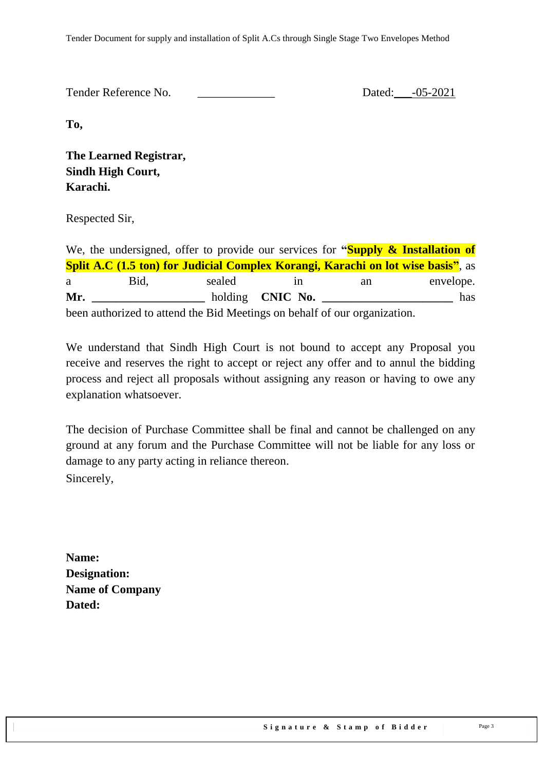Tender Reference No. _____________ Dated:___-05-2021

**To,**

**The Learned Registrar,**
**Sindh High Court,**
**Karachi.**

Respected Sir,

We, the undersigned, offer to provide our services for **"Supply & Installation of Split A.C (1.5 ton) for Judicial Complex Korangi, Karachi on lot wise basis"**, as a Bid, sealed in an envelope. **Mr. ___________________** holding **CNIC No. ______________________** has been authorized to attend the Bid Meetings on behalf of our organization.

We understand that Sindh High Court is not bound to accept any Proposal you receive and reserves the right to accept or reject any offer and to annul the bidding process and reject all proposals without assigning any reason or having to owe any explanation whatsoever.

The decision of Purchase Committee shall be final and cannot be challenged on any ground at any forum and the Purchase Committee will not be liable for any loss or damage to any party acting in reliance thereon.

Sincerely,

**Name:**
**Designation:**
**Name of Company**
**Dated:**

**Signature & Stamp of Bidder**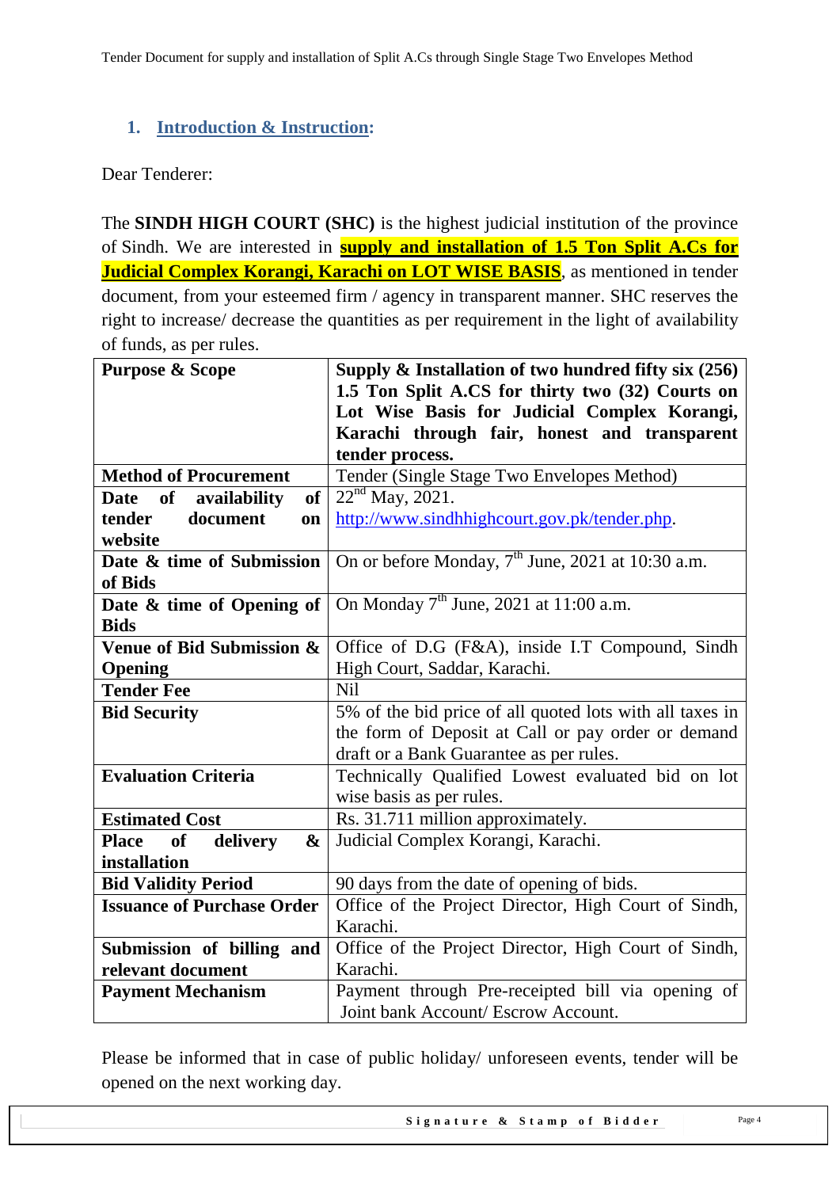## 1. Introduction & Instruction:

Dear Tenderer:

The **SINDH HIGH COURT (SHC)** is the highest judicial institution of the province of Sindh. We are interested in **supply and installation of 1.5 Ton Split A.Cs for Judicial Complex Korangi, Karachi on LOT WISE BASIS**, as mentioned in tender document, from your esteemed firm / agency in transparent manner. SHC reserves the right to increase/ decrease the quantities as per requirement in the light of availability of funds, as per rules.

| **Purpose & Scope** | **Supply & Installation of two hundred fifty six (256) 1.5 Ton Split A.CS for thirty two (32) Courts on Lot Wise Basis for Judicial Complex Korangi, Karachi through fair, honest and transparent tender process.** |
|---|---|
| **Method of Procurement** | Tender (Single Stage Two Envelopes Method) |
| **Date of availability of tender document on website** | 22nd May, 2021. http://www.sindhhighcourt.gov.pk/tender.php. |
| **Date & time of Submission of Bids** | On or before Monday, 7th June, 2021 at 10:30 a.m. |
| **Date & time of Opening of Bids** | On Monday 7th June, 2021 at 11:00 a.m. |
| **Venue of Bid Submission & Opening** | Office of D.G (F&A), inside I.T Compound, Sindh High Court, Saddar, Karachi. |
| **Tender Fee** | Nil |
| **Bid Security** | 5% of the bid price of all quoted lots with all taxes in the form of Deposit at Call or pay order or demand draft or a Bank Guarantee as per rules. |
| **Evaluation Criteria** | Technically Qualified Lowest evaluated bid on lot wise basis as per rules. |
| **Estimated Cost** | Rs. 31.711 million approximately. |
| **Place of delivery & installation** | Judicial Complex Korangi, Karachi. |
| **Bid Validity Period** | 90 days from the date of opening of bids. |
| **Issuance of Purchase Order** | Office of the Project Director, High Court of Sindh, Karachi. |
| **Submission of billing and relevant document** | Office of the Project Director, High Court of Sindh, Karachi. |
| **Payment Mechanism** | Payment through Pre-receipted bill via opening of Joint bank Account/ Escrow Account. |

Please be informed that in case of public holiday/ unforeseen events, tender will be opened on the next working day.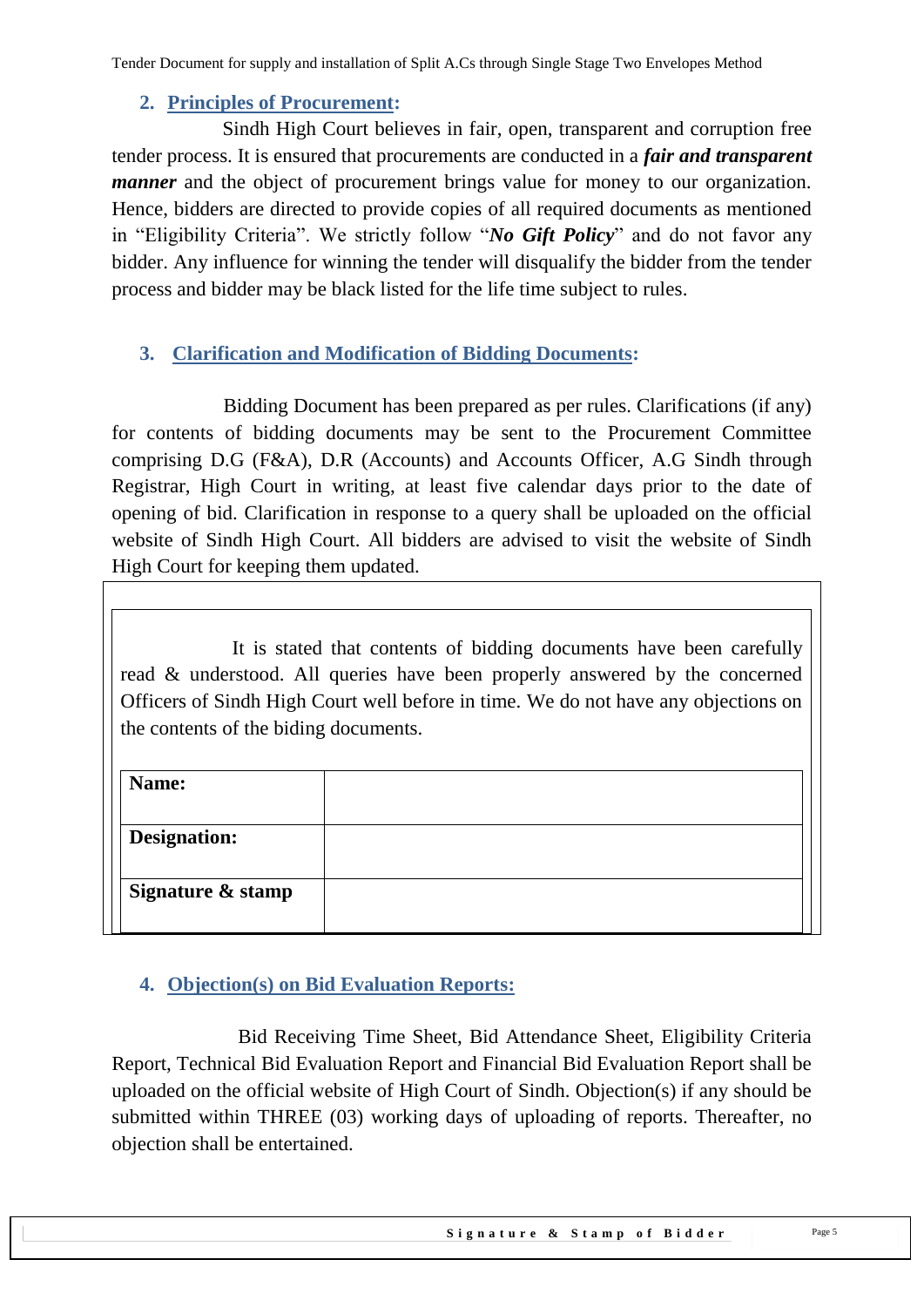## 2. Principles of Procurement:

Sindh High Court believes in fair, open, transparent and corruption free tender process. It is ensured that procurements are conducted in a ***fair and transparent manner*** and the object of procurement brings value for money to our organization. Hence, bidders are directed to provide copies of all required documents as mentioned in "Eligibility Criteria". We strictly follow "***No Gift Policy***" and do not favor any bidder. Any influence for winning the tender will disqualify the bidder from the tender process and bidder may be black listed for the life time subject to rules.

## 3. Clarification and Modification of Bidding Documents:

Bidding Document has been prepared as per rules. Clarifications (if any) for contents of bidding documents may be sent to the Procurement Committee comprising D.G (F&A), D.R (Accounts) and Accounts Officer, A.G Sindh through Registrar, High Court in writing, at least five calendar days prior to the date of opening of bid. Clarification in response to a query shall be uploaded on the official website of Sindh High Court. All bidders are advised to visit the website of Sindh High Court for keeping them updated.

It is stated that contents of bidding documents have been carefully read & understood. All queries have been properly answered by the concerned Officers of Sindh High Court well before in time. We do not have any objections on the contents of the biding documents.

| **Name:** | |
|---|---|
| **Designation:** | |
| **Signature & stamp** | |

## 4. Objection(s) on Bid Evaluation Reports:

Bid Receiving Time Sheet, Bid Attendance Sheet, Eligibility Criteria Report, Technical Bid Evaluation Report and Financial Bid Evaluation Report shall be uploaded on the official website of High Court of Sindh. Objection(s) if any should be submitted within THREE (03) working days of uploading of reports. Thereafter, no objection shall be entertained.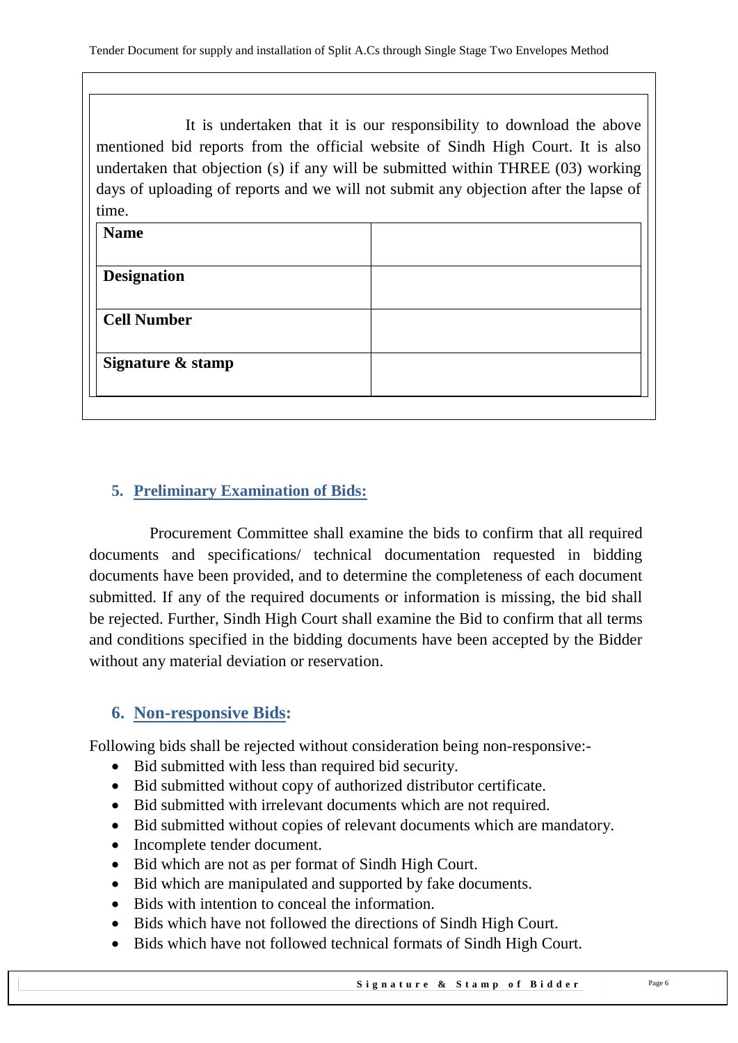It is undertaken that it is our responsibility to download the above mentioned bid reports from the official website of Sindh High Court. It is also undertaken that objection (s) if any will be submitted within THREE (03) working days of uploading of reports and we will not submit any objection after the lapse of time.

| **Name** | |
|---|---|
| **Designation** | |
| **Cell Number** | |
| **Signature & stamp** | |

## 5. Preliminary Examination of Bids:

Procurement Committee shall examine the bids to confirm that all required documents and specifications/ technical documentation requested in bidding documents have been provided, and to determine the completeness of each document submitted. If any of the required documents or information is missing, the bid shall be rejected. Further, Sindh High Court shall examine the Bid to confirm that all terms and conditions specified in the bidding documents have been accepted by the Bidder without any material deviation or reservation.

## 6. Non-responsive Bids:

Following bids shall be rejected without consideration being non-responsive:-

- Bid submitted with less than required bid security.
- Bid submitted without copy of authorized distributor certificate.
- Bid submitted with irrelevant documents which are not required.
- Bid submitted without copies of relevant documents which are mandatory.
- Incomplete tender document.
- Bid which are not as per format of Sindh High Court.
- Bid which are manipulated and supported by fake documents.
- Bids with intention to conceal the information.
- Bids which have not followed the directions of Sindh High Court.
- Bids which have not followed technical formats of Sindh High Court.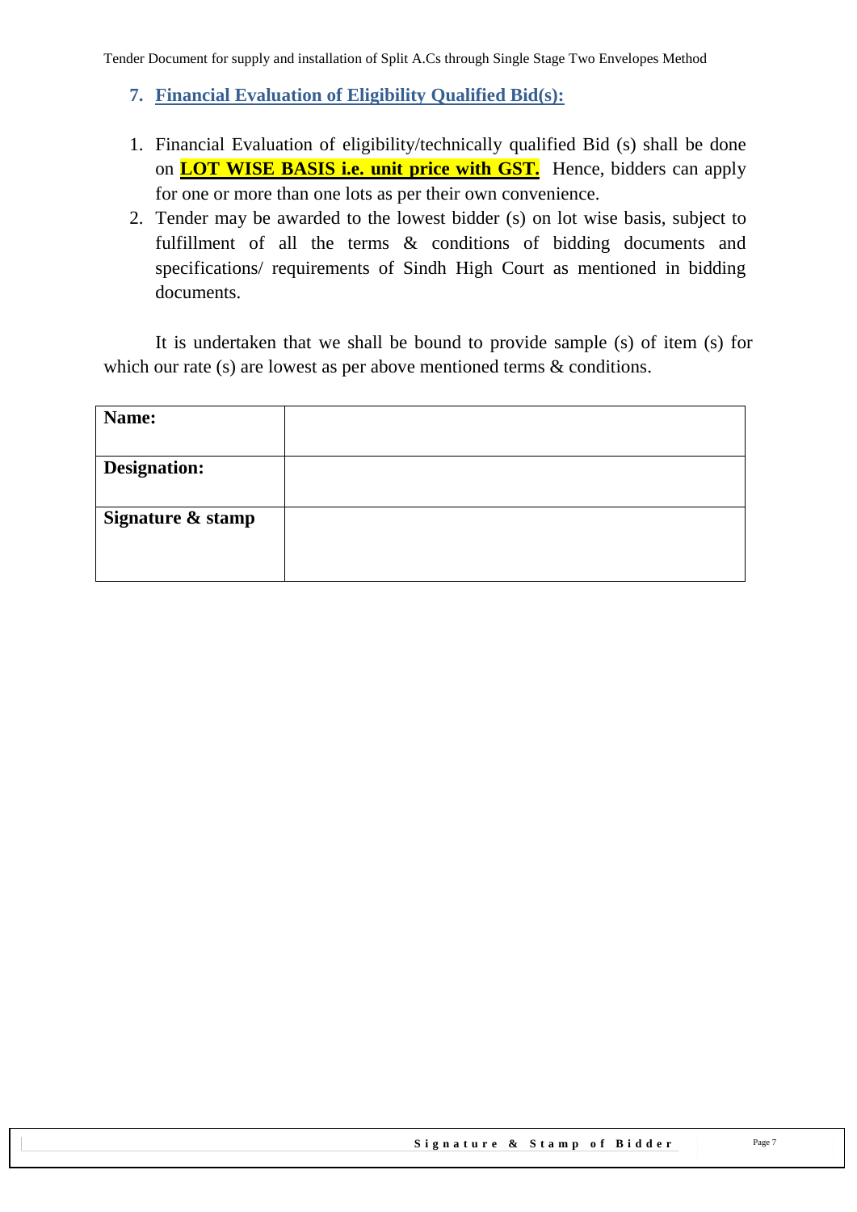## 7. Financial Evaluation of Eligibility Qualified Bid(s):

1. Financial Evaluation of eligibility/technically qualified Bid (s) shall be done on **LOT WISE BASIS i.e. unit price with GST.** Hence, bidders can apply for one or more than one lots as per their own convenience.
2. Tender may be awarded to the lowest bidder (s) on lot wise basis, subject to fulfillment of all the terms & conditions of bidding documents and specifications/ requirements of Sindh High Court as mentioned in bidding documents.

It is undertaken that we shall be bound to provide sample (s) of item (s) for which our rate (s) are lowest as per above mentioned terms & conditions.

| **Name:** | |
|---|---|
| **Designation:** | |
| **Signature & stamp** | |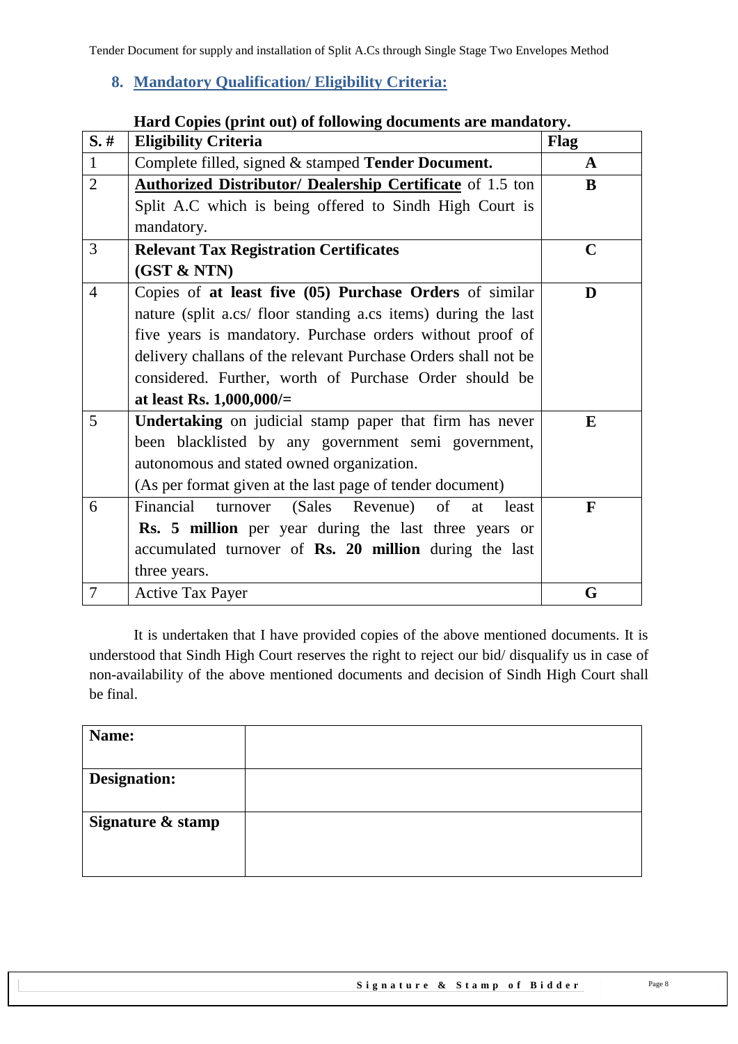## 8. Mandatory Qualification/ Eligibility Criteria:

**Hard Copies (print out) of following documents are mandatory.**

| S. # | Eligibility Criteria | Flag |
|---|---|---|
| 1 | Complete filled, signed & stamped **Tender Document.** | **A** |
| 2 | **Authorized Distributor/ Dealership Certificate** of 1.5 ton Split A.C which is being offered to Sindh High Court is mandatory. | **B** |
| 3 | **Relevant Tax Registration Certificates (GST & NTN)** | **C** |
| 4 | Copies of **at least five (05) Purchase Orders** of similar nature (split a.cs/ floor standing a.cs items) during the last five years is mandatory. Purchase orders without proof of delivery challans of the relevant Purchase Orders shall not be considered. Further, worth of Purchase Order should be **at least Rs. 1,000,000/=** | **D** |
| 5 | **Undertaking** on judicial stamp paper that firm has never been blacklisted by any government semi government, autonomous and stated owned organization. (As per format given at the last page of tender document) | **E** |
| 6 | Financial turnover (Sales Revenue) of at least **Rs. 5 million** per year during the last three years or accumulated turnover of **Rs. 20 million** during the last three years. | **F** |
| 7 | Active Tax Payer | **G** |

It is undertaken that I have provided copies of the above mentioned documents. It is understood that Sindh High Court reserves the right to reject our bid/ disqualify us in case of non-availability of the above mentioned documents and decision of Sindh High Court shall be final.

| | |
|---|---|
| **Name:** | |
| **Designation:** | |
| **Signature & stamp** | |

**Signature & Stamp of Bidder**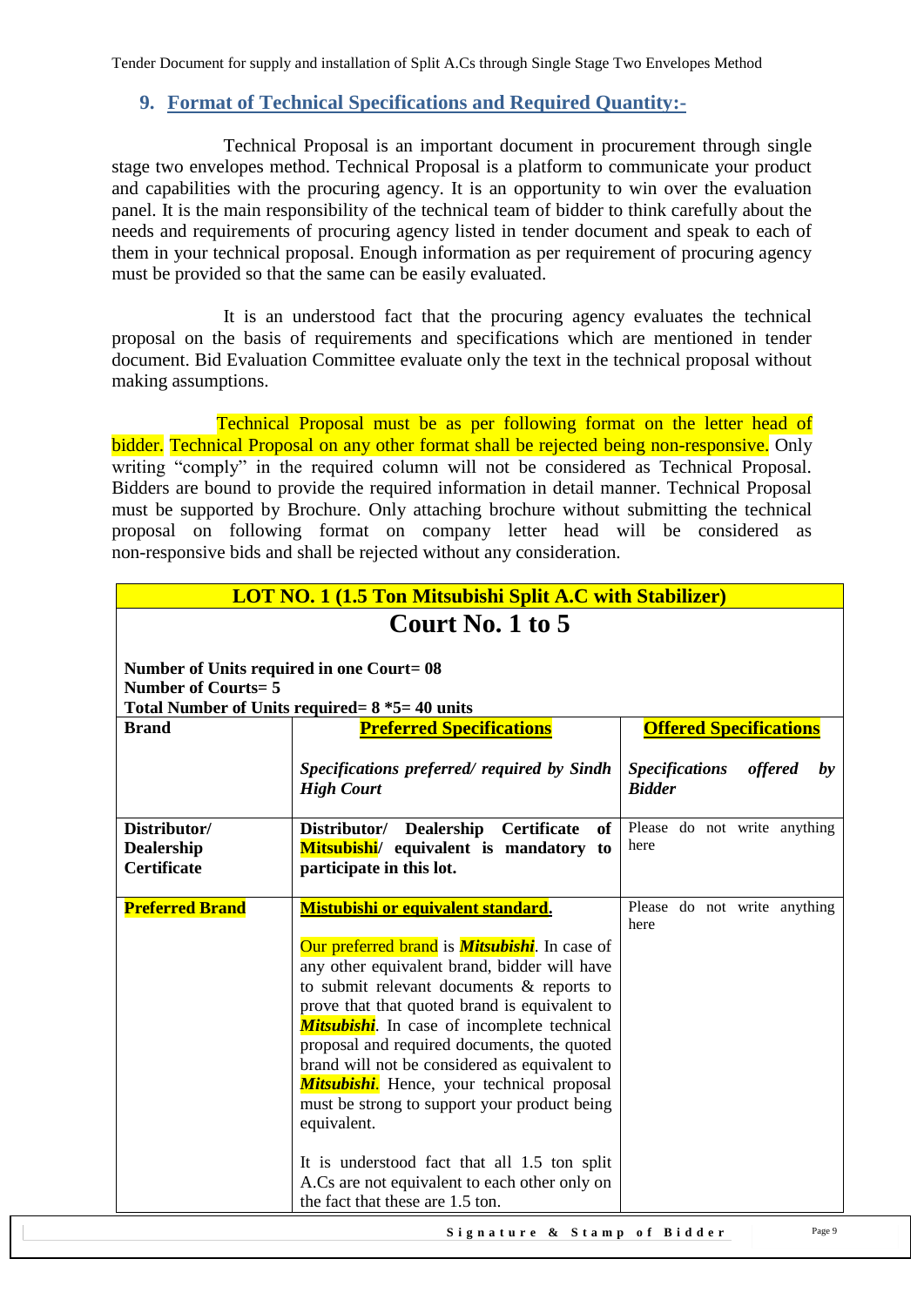## 9. Format of Technical Specifications and Required Quantity:-

Technical Proposal is an important document in procurement through single stage two envelopes method. Technical Proposal is a platform to communicate your product and capabilities with the procuring agency. It is an opportunity to win over the evaluation panel. It is the main responsibility of the technical team of bidder to think carefully about the needs and requirements of procuring agency listed in tender document and speak to each of them in your technical proposal. Enough information as per requirement of procuring agency must be provided so that the same can be easily evaluated.

It is an understood fact that the procuring agency evaluates the technical proposal on the basis of requirements and specifications which are mentioned in tender document. Bid Evaluation Committee evaluate only the text in the technical proposal without making assumptions.

Technical Proposal must be as per following format on the letter head of bidder. Technical Proposal on any other format shall be rejected being non-responsive. Only writing "comply" in the required column will not be considered as Technical Proposal. Bidders are bound to provide the required information in detail manner. Technical Proposal must be supported by Brochure. Only attaching brochure without submitting the technical proposal on following format on company letter head will be considered as non-responsive bids and shall be rejected without any consideration.

| **LOT NO. 1 (1.5 Ton Mitsubishi Split A.C with Stabilizer)** | | |
|---|---|---|
| **Court No. 1 to 5**<br><br>**Number of Units required in one Court= 08**<br>**Number of Courts= 5**<br>**Total Number of Units required= 8 *5= 40 units** | | |
| **Brand** | **Preferred Specifications**<br><br>***Specifications preferred/ required by Sindh High Court*** | **Offered Specifications**<br><br>***Specifications offered by Bidder*** |
| **Distributor/ Dealership Certificate** | **Distributor/ Dealership Certificate of Mitsubishi/ equivalent is mandatory to participate in this lot.** | Please do not write anything here |
| **Preferred Brand** | **Mistubishi or equivalent standard.**<br><br>Our preferred brand is ***Mitsubishi***. In case of any other equivalent brand, bidder will have to submit relevant documents & reports to prove that that quoted brand is equivalent to ***Mitsubishi***. In case of incomplete technical proposal and required documents, the quoted brand will not be considered as equivalent to ***Mitsubishi***. Hence, your technical proposal must be strong to support your product being equivalent.<br><br>It is understood fact that all 1.5 ton split A.Cs are not equivalent to each other only on the fact that these are 1.5 ton. | Please do not write anything here |

**Signature & Stamp of Bidder**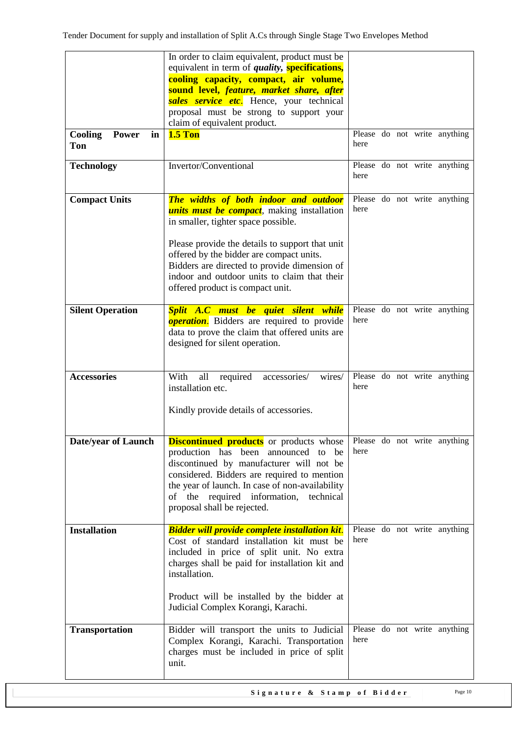| | | |
|---|---|---|
| | In order to claim equivalent, product must be equivalent in term of ***quality***, **specifications, cooling capacity, compact, air volume, sound level,** ***feature, market share, after sales service etc***. Hence, your technical proposal must be strong to support your claim of equivalent product. | |
| **Cooling Power in Ton** | **1.5 Ton** | Please do not write anything here |
| **Technology** | Invertor/Conventional | Please do not write anything here |
| **Compact Units** | ***The widths of both indoor and outdoor units must be compact***, making installation in smaller, tighter space possible.<br><br>Please provide the details to support that unit offered by the bidder are compact units. Bidders are directed to provide dimension of indoor and outdoor units to claim that their offered product is compact unit. | Please do not write anything here |
| **Silent Operation** | ***Split A.C must be quiet silent while operation***. Bidders are required to provide data to prove the claim that offered units are designed for silent operation. | Please do not write anything here |
| **Accessories** | With all required accessories/ wires/ installation etc.<br><br>Kindly provide details of accessories. | Please do not write anything here |
| **Date/year of Launch** | **Discontinued products** or products whose production has been announced to be discontinued by manufacturer will not be considered. Bidders are required to mention the year of launch. In case of non-availability of the required information, technical proposal shall be rejected. | Please do not write anything here |
| **Installation** | ***Bidder will provide complete installation kit***. Cost of standard installation kit must be included in price of split unit. No extra charges shall be paid for installation kit and installation.<br><br>Product will be installed by the bidder at Judicial Complex Korangi, Karachi. | Please do not write anything here |
| **Transportation** | Bidder will transport the units to Judicial Complex Korangi, Karachi. Transportation charges must be included in price of split unit. | Please do not write anything here |

**Signature & Stamp of Bidder**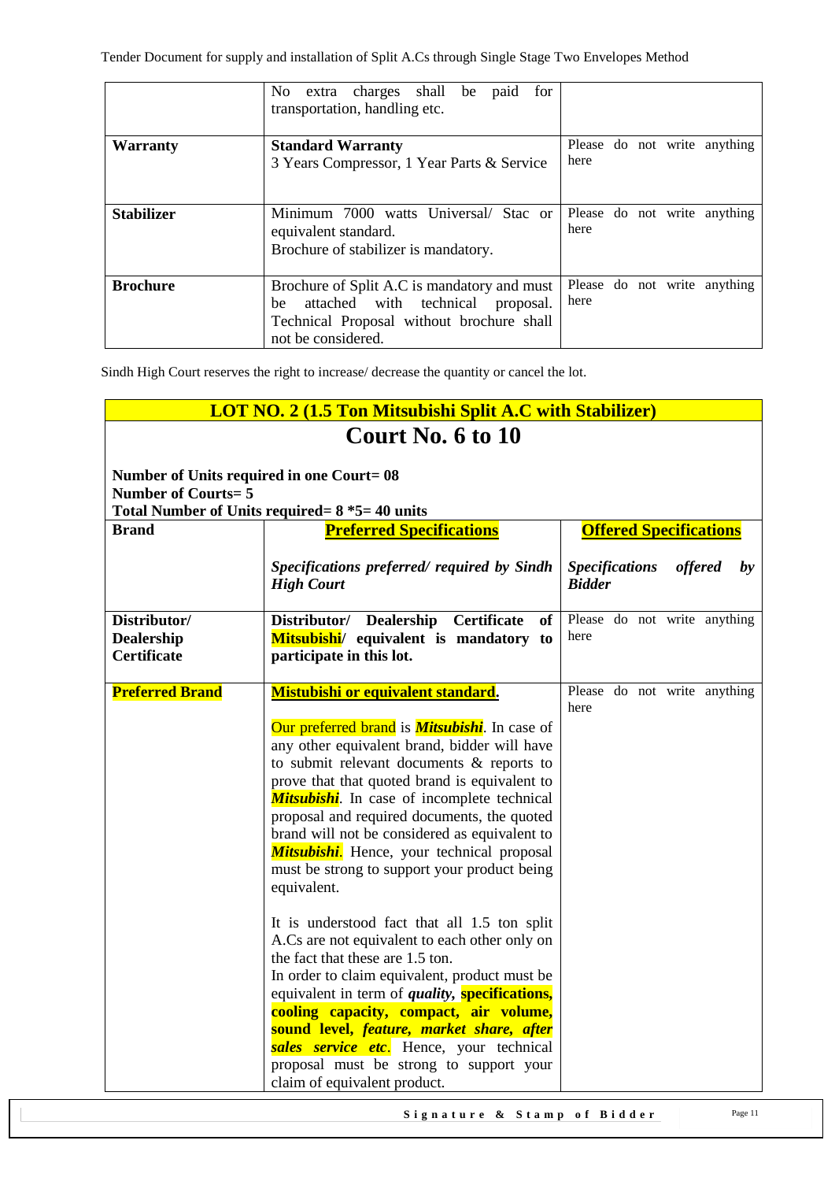| | | |
|---|---|---|
| | No extra charges shall be paid for transportation, handling etc. | |
| **Warranty** | **Standard Warranty** 3 Years Compressor, 1 Year Parts & Service | Please do not write anything here |
| **Stabilizer** | Minimum 7000 watts Universal/ Stac or equivalent standard. Brochure of stabilizer is mandatory. | Please do not write anything here |
| **Brochure** | Brochure of Split A.C is mandatory and must be attached with technical proposal. Technical Proposal without brochure shall not be considered. | Please do not write anything here |

Sindh High Court reserves the right to increase/ decrease the quantity or cancel the lot.

## LOT NO. 2 (1.5 Ton Mitsubishi Split A.C with Stabilizer)

# Court No. 6 to 10

**Number of Units required in one Court= 08**
**Number of Courts= 5**
**Total Number of Units required= 8 *5= 40 units**

| **Brand** | **Preferred Specifications** | **Offered Specifications** |
|---|---|---|
| | ***Specifications preferred/ required by Sindh High Court*** | ***Specifications offered by Bidder*** |
| **Distributor/ Dealership Certificate** | **Distributor/ Dealership Certificate of Mitsubishi/ equivalent is mandatory to participate in this lot.** | Please do not write anything here |
| **Preferred Brand** | **Mistubishi or equivalent standard.** Our preferred brand is ***Mitsubishi***. In case of any other equivalent brand, bidder will have to submit relevant documents & reports to prove that that quoted brand is equivalent to ***Mitsubishi***. In case of incomplete technical proposal and required documents, the quoted brand will not be considered as equivalent to ***Mitsubishi***. Hence, your technical proposal must be strong to support your product being equivalent. It is understood fact that all 1.5 ton split A.Cs are not equivalent to each other only on the fact that these are 1.5 ton. In order to claim equivalent, product must be equivalent in term of ***quality***, **specifications, cooling capacity, compact, air volume, sound level, *feature, market share, after sales service etc***. Hence, your technical proposal must be strong to support your claim of equivalent product. | Please do not write anything here |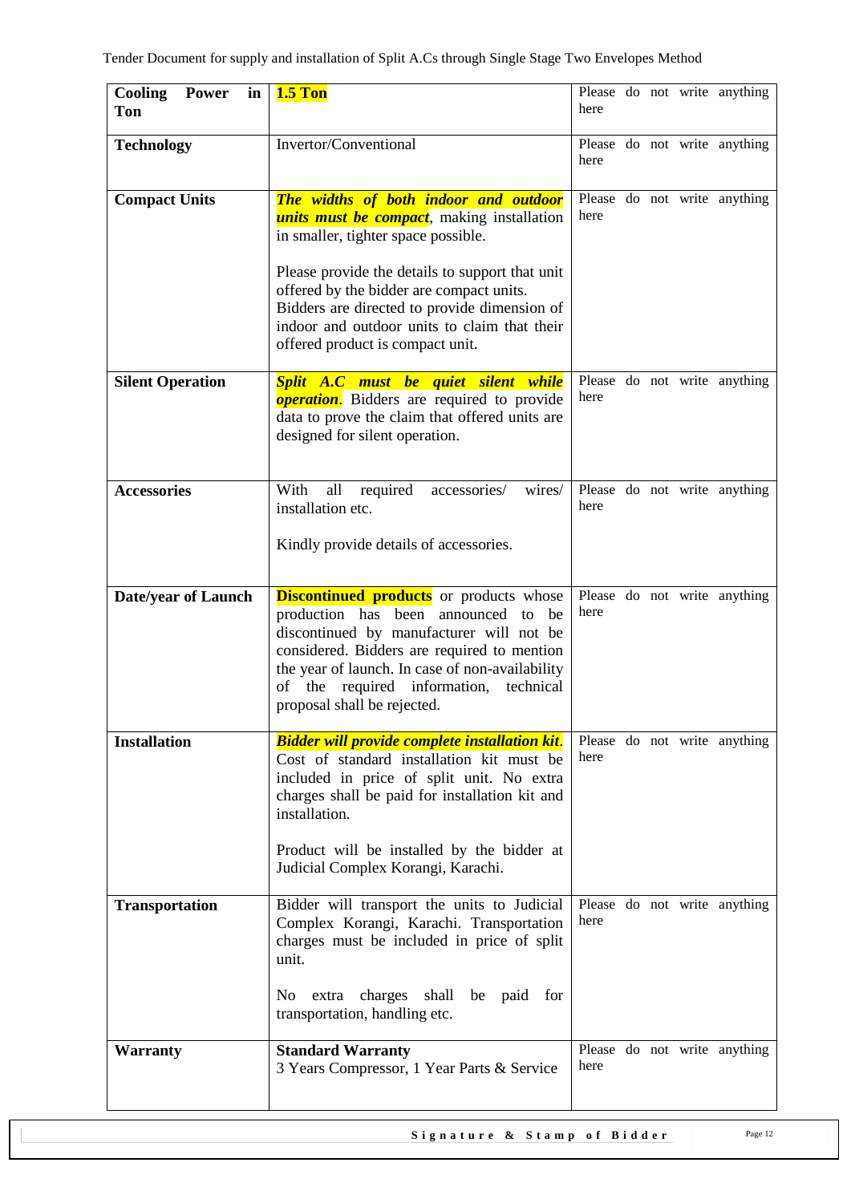| **Cooling Power in Ton** | **1.5 Ton** | Please do not write anything here |
|---|---|---|
| **Technology** | Invertor/Conventional | Please do not write anything here |
| **Compact Units** | ***The widths of both indoor and outdoor units must be compact***, making installation in smaller, tighter space possible.<br><br>Please provide the details to support that unit offered by the bidder are compact units. Bidders are directed to provide dimension of indoor and outdoor units to claim that their offered product is compact unit. | Please do not write anything here |
| **Silent Operation** | ***Split A.C must be quiet silent while operation***. Bidders are required to provide data to prove the claim that offered units are designed for silent operation. | Please do not write anything here |
| **Accessories** | With all required accessories/ wires/ installation etc.<br><br>Kindly provide details of accessories. | Please do not write anything here |
| **Date/year of Launch** | **Discontinued products** or products whose production has been announced to be discontinued by manufacturer will not be considered. Bidders are required to mention the year of launch. In case of non-availability of the required information, technical proposal shall be rejected. | Please do not write anything here |
| **Installation** | ***Bidder will provide complete installation kit***. Cost of standard installation kit must be included in price of split unit. No extra charges shall be paid for installation kit and installation.<br><br>Product will be installed by the bidder at Judicial Complex Korangi, Karachi. | Please do not write anything here |
| **Transportation** | Bidder will transport the units to Judicial Complex Korangi, Karachi. Transportation charges must be included in price of split unit.<br><br>No extra charges shall be paid for transportation, handling etc. | Please do not write anything here |
| **Warranty** | **Standard Warranty**<br>3 Years Compressor, 1 Year Parts & Service | Please do not write anything here |

**Signature & Stamp of Bidder**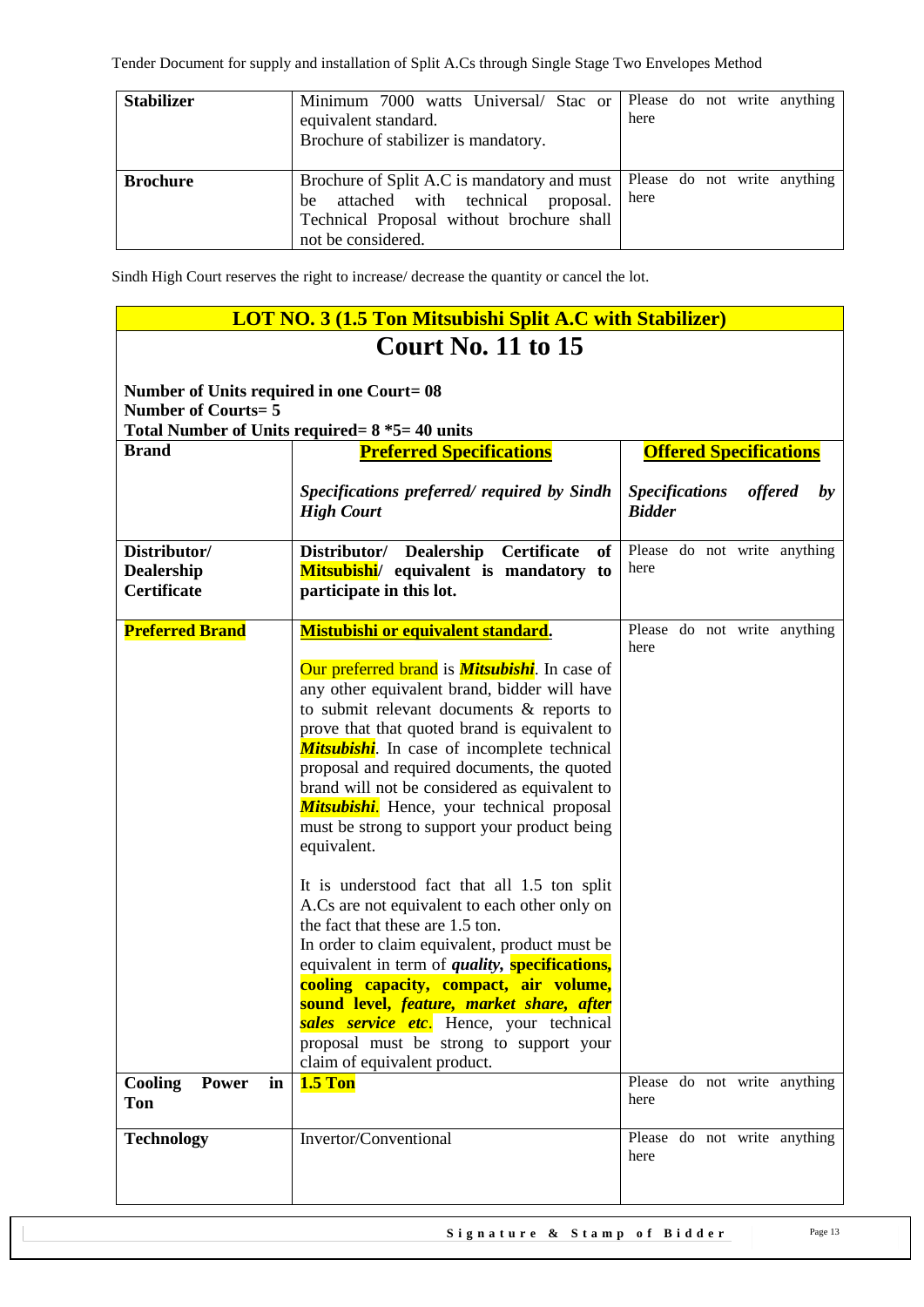| | | |
|---|---|---|
| **Stabilizer** | Minimum 7000 watts Universal/ Stac or equivalent standard. Brochure of stabilizer is mandatory. | Please do not write anything here |
| **Brochure** | Brochure of Split A.C is mandatory and must be attached with technical proposal. Technical Proposal without brochure shall not be considered. | Please do not write anything here |

Sindh High Court reserves the right to increase/ decrease the quantity or cancel the lot.

## LOT NO. 3 (1.5 Ton Mitsubishi Split A.C with Stabilizer)

## Court No. 11 to 15

**Number of Units required in one Court= 08**
**Number of Courts= 5**
**Total Number of Units required= 8 *5= 40 units**

| **Brand** | **Preferred Specifications**<br><br>***Specifications preferred/ required by Sindh High Court*** | **Offered Specifications**<br><br>***Specifications offered by Bidder*** |
|---|---|---|
| **Distributor/ Dealership Certificate** | **Distributor/ Dealership Certificate of Mitsubishi/ equivalent is mandatory to participate in this lot.** | Please do not write anything here |
| **Preferred Brand** | **Mistubishi or equivalent standard.**<br><br>Our preferred brand is ***Mitsubishi***. In case of any other equivalent brand, bidder will have to submit relevant documents & reports to prove that that quoted brand is equivalent to ***Mitsubishi***. In case of incomplete technical proposal and required documents, the quoted brand will not be considered as equivalent to ***Mitsubishi***. Hence, your technical proposal must be strong to support your product being equivalent.<br><br>It is understood fact that all 1.5 ton split A.Cs are not equivalent to each other only on the fact that these are 1.5 ton.<br>In order to claim equivalent, product must be equivalent in term of ***quality***, **specifications, cooling capacity, compact, air volume, sound level,** ***feature, market share, after sales service etc***. Hence, your technical proposal must be strong to support your claim of equivalent product. | Please do not write anything here |
| **Cooling Power in Ton** | **1.5 Ton** | Please do not write anything here |
| **Technology** | Invertor/Conventional | Please do not write anything here |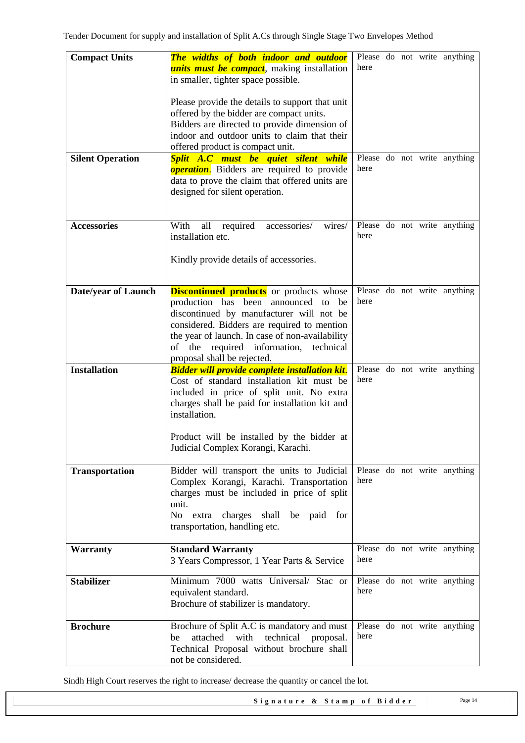| **Compact Units** | ***The widths of both indoor and outdoor units must be compact***, making installation in smaller, tighter space possible.<br><br>Please provide the details to support that unit offered by the bidder are compact units. Bidders are directed to provide dimension of indoor and outdoor units to claim that their offered product is compact unit. | Please do not write anything here |
|---|---|---|
| **Silent Operation** | ***Split A.C must be quiet silent while operation***. Bidders are required to provide data to prove the claim that offered units are designed for silent operation. | Please do not write anything here |
| **Accessories** | With all required accessories/ wires/ installation etc.<br><br>Kindly provide details of accessories. | Please do not write anything here |
| **Date/year of Launch** | **Discontinued products** or products whose production has been announced to be discontinued by manufacturer will not be considered. Bidders are required to mention the year of launch. In case of non-availability of the required information, technical proposal shall be rejected. | Please do not write anything here |
| **Installation** | ***Bidder will provide complete installation kit***. Cost of standard installation kit must be included in price of split unit. No extra charges shall be paid for installation kit and installation.<br><br>Product will be installed by the bidder at Judicial Complex Korangi, Karachi. | Please do not write anything here |
| **Transportation** | Bidder will transport the units to Judicial Complex Korangi, Karachi. Transportation charges must be included in price of split unit.<br>No extra charges shall be paid for transportation, handling etc. | Please do not write anything here |
| **Warranty** | **Standard Warranty**<br>3 Years Compressor, 1 Year Parts & Service | Please do not write anything here |
| **Stabilizer** | Minimum 7000 watts Universal/ Stac or equivalent standard.<br>Brochure of stabilizer is mandatory. | Please do not write anything here |
| **Brochure** | Brochure of Split A.C is mandatory and must be attached with technical proposal. Technical Proposal without brochure shall not be considered. | Please do not write anything here |

Sindh High Court reserves the right to increase/ decrease the quantity or cancel the lot.

**Signature & Stamp of Bidder**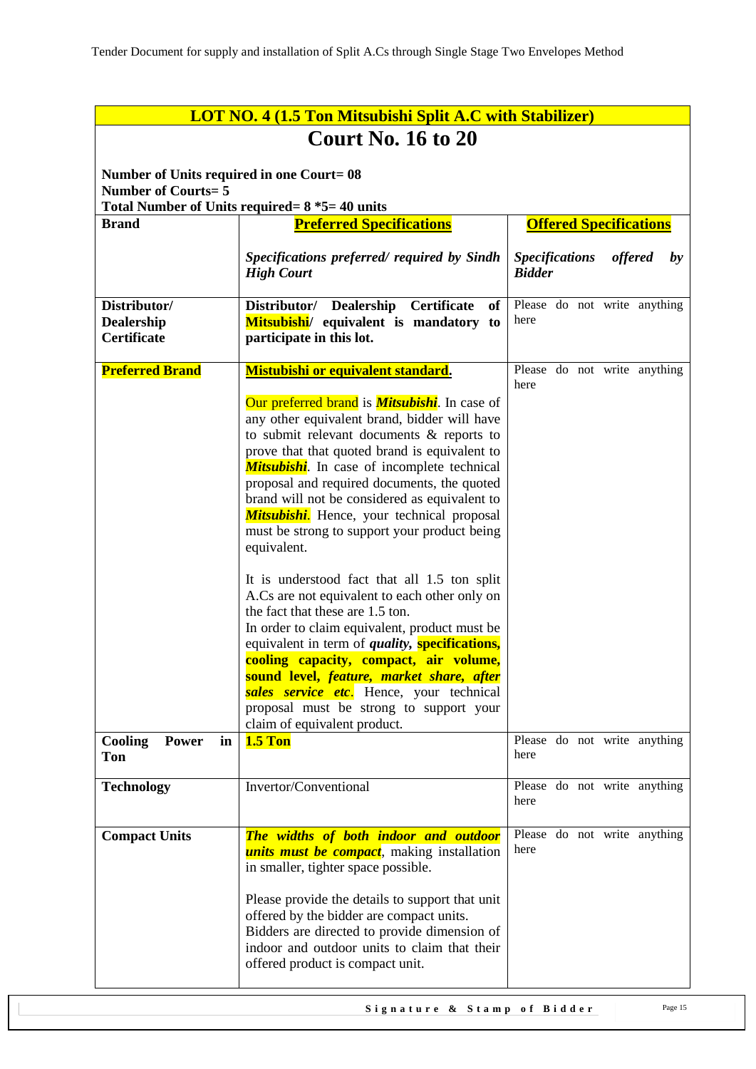| **LOT NO. 4 (1.5 Ton Mitsubishi Split A.C with Stabilizer)** | | |
|---|---|---|
| **Court No. 16 to 20** | | |
| **Number of Units required in one Court= 08**<br>**Number of Courts= 5**<br>**Total Number of Units required= 8 *5= 40 units** | | |
| **Brand** | **Preferred Specifications**<br><br>***Specifications preferred/ required by Sindh High Court*** | **Offered Specifications**<br><br>***Specifications offered by Bidder*** |
| **Distributor/ Dealership Certificate** | **Distributor/ Dealership Certificate of Mitsubishi/ equivalent is mandatory to participate in this lot.** | Please do not write anything here |
| **Preferred Brand** | **Mistubishi or equivalent standard.**<br><br>Our preferred brand is ***Mitsubishi***. In case of any other equivalent brand, bidder will have to submit relevant documents & reports to prove that that quoted brand is equivalent to ***Mitsubishi***. In case of incomplete technical proposal and required documents, the quoted brand will not be considered as equivalent to ***Mitsubishi***. Hence, your technical proposal must be strong to support your product being equivalent.<br><br>It is understood fact that all 1.5 ton split A.Cs are not equivalent to each other only on the fact that these are 1.5 ton.<br>In order to claim equivalent, product must be equivalent in term of ***quality***, **specifications, cooling capacity, compact, air volume, sound level,** ***feature, market share, after sales service etc***. Hence, your technical proposal must be strong to support your claim of equivalent product. | Please do not write anything here |
| **Cooling Power in Ton** | **1.5 Ton** | Please do not write anything here |
| **Technology** | Invertor/Conventional | Please do not write anything here |
| **Compact Units** | ***The widths of both indoor and outdoor units must be compact***, making installation in smaller, tighter space possible.<br><br>Please provide the details to support that unit offered by the bidder are compact units.<br>Bidders are directed to provide dimension of indoor and outdoor units to claim that their offered product is compact unit. | Please do not write anything here |

**Signature & Stamp of Bidder**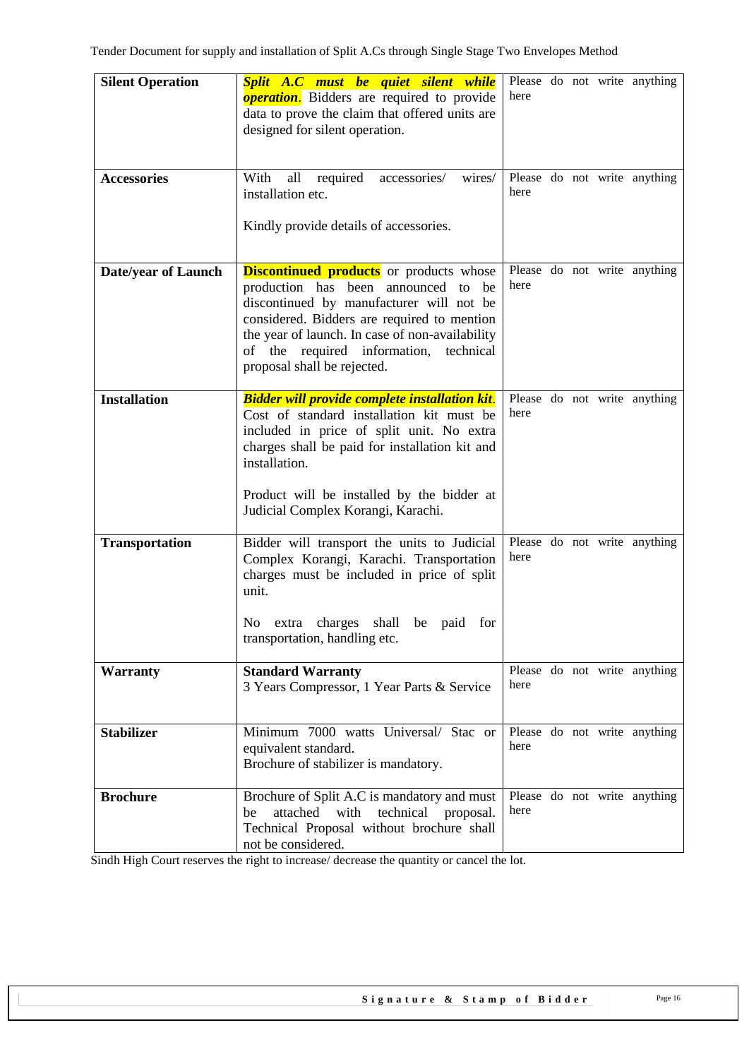| | | |
|---|---|---|
| **Silent Operation** | ***Split A.C must be quiet silent while operation***. Bidders are required to provide data to prove the claim that offered units are designed for silent operation. | Please do not write anything here |
| **Accessories** | With all required accessories/ wires/ installation etc.<br><br>Kindly provide details of accessories. | Please do not write anything here |
| **Date/year of Launch** | **Discontinued products** or products whose production has been announced to be discontinued by manufacturer will not be considered. Bidders are required to mention the year of launch. In case of non-availability of the required information, technical proposal shall be rejected. | Please do not write anything here |
| **Installation** | ***Bidder will provide complete installation kit***. Cost of standard installation kit must be included in price of split unit. No extra charges shall be paid for installation kit and installation.<br><br>Product will be installed by the bidder at Judicial Complex Korangi, Karachi. | Please do not write anything here |
| **Transportation** | Bidder will transport the units to Judicial Complex Korangi, Karachi. Transportation charges must be included in price of split unit.<br><br>No extra charges shall be paid for transportation, handling etc. | Please do not write anything here |
| **Warranty** | **Standard Warranty**<br>3 Years Compressor, 1 Year Parts & Service | Please do not write anything here |
| **Stabilizer** | Minimum 7000 watts Universal/ Stac or equivalent standard.<br>Brochure of stabilizer is mandatory. | Please do not write anything here |
| **Brochure** | Brochure of Split A.C is mandatory and must be attached with technical proposal. Technical Proposal without brochure shall not be considered. | Please do not write anything here |

Sindh High Court reserves the right to increase/ decrease the quantity or cancel the lot.

**Signature & Stamp of Bidder**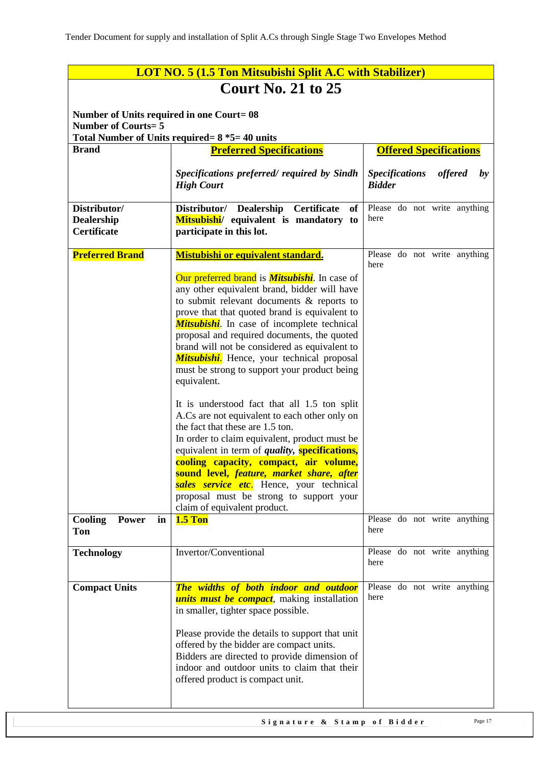| **LOT NO. 5 (1.5 Ton Mitsubishi Split A.C with Stabilizer)** | | |
|---|---|---|
| **Court No. 21 to 25**<br><br>**Number of Units required in one Court= 08**<br>**Number of Courts= 5**<br>**Total Number of Units required= 8 *5= 40 units** | | |
| **Brand** | **Preferred Specifications**<br><br>***Specifications preferred/ required by Sindh High Court*** | **Offered Specifications**<br><br>***Specifications offered by Bidder*** |
| **Distributor/ Dealership Certificate** | **Distributor/ Dealership Certificate of Mitsubishi/ equivalent is mandatory to participate in this lot.** | Please do not write anything here |
| **Preferred Brand** | **Mistubishi or equivalent standard.**<br><br>Our preferred brand is ***Mitsubishi***. In case of any other equivalent brand, bidder will have to submit relevant documents & reports to prove that that quoted brand is equivalent to ***Mitsubishi***. In case of incomplete technical proposal and required documents, the quoted brand will not be considered as equivalent to ***Mitsubishi***. Hence, your technical proposal must be strong to support your product being equivalent.<br><br>It is understood fact that all 1.5 ton split A.Cs are not equivalent to each other only on the fact that these are 1.5 ton.<br>In order to claim equivalent, product must be equivalent in term of ***quality***, **specifications, cooling capacity, compact, air volume, sound level,** ***feature, market share, after sales service etc***. Hence, your technical proposal must be strong to support your claim of equivalent product. | Please do not write anything here |
| **Cooling Power in Ton** | **1.5 Ton** | Please do not write anything here |
| **Technology** | Invertor/Conventional | Please do not write anything here |
| **Compact Units** | ***The widths of both indoor and outdoor units must be compact***, making installation in smaller, tighter space possible.<br><br>Please provide the details to support that unit offered by the bidder are compact units.<br>Bidders are directed to provide dimension of indoor and outdoor units to claim that their offered product is compact unit. | Please do not write anything here |

**Signature & Stamp of Bidder**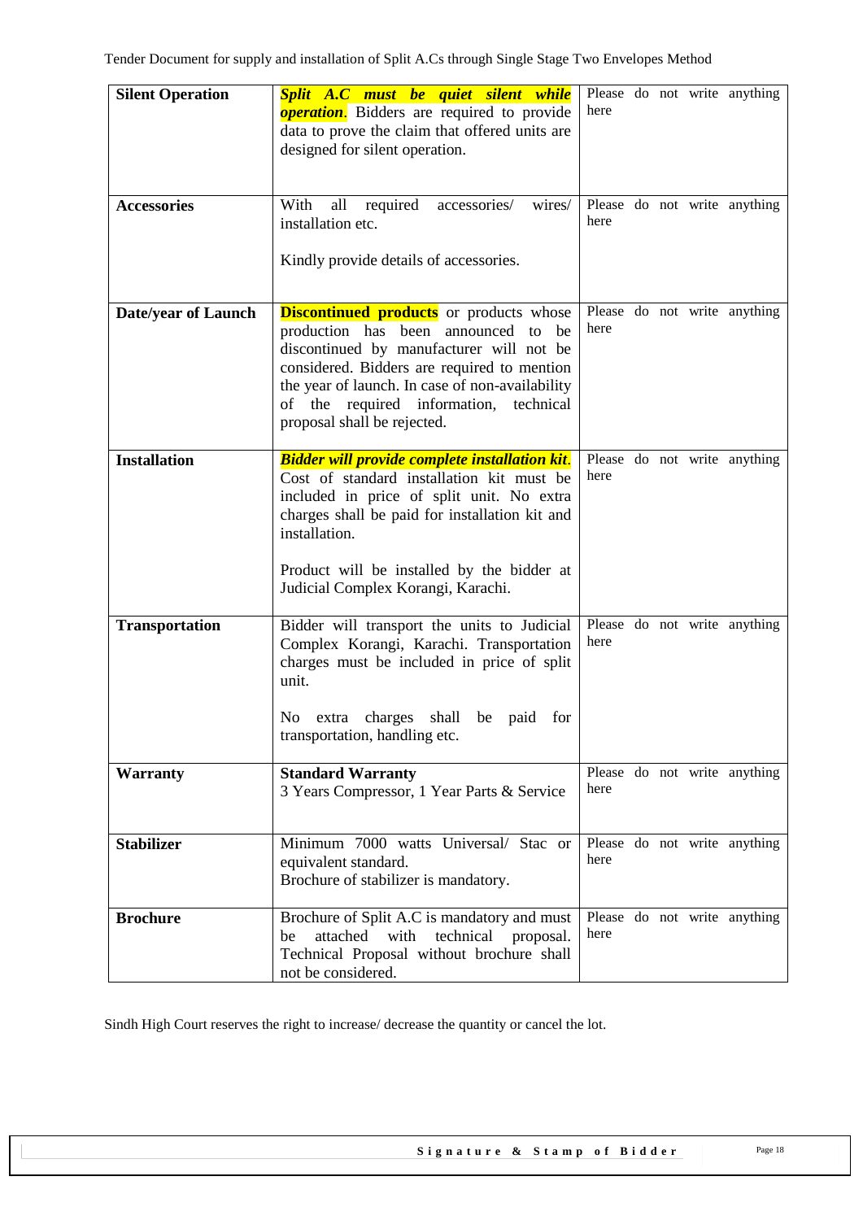| **Silent Operation** | ***Split A.C must be quiet silent while operation***. Bidders are required to provide data to prove the claim that offered units are designed for silent operation. | Please do not write anything here |
|---|---|---|
| **Accessories** | With all required accessories/ wires/ installation etc.<br><br>Kindly provide details of accessories. | Please do not write anything here |
| **Date/year of Launch** | **Discontinued products** or products whose production has been announced to be discontinued by manufacturer will not be considered. Bidders are required to mention the year of launch. In case of non-availability of the required information, technical proposal shall be rejected. | Please do not write anything here |
| **Installation** | ***Bidder will provide complete installation kit***. Cost of standard installation kit must be included in price of split unit. No extra charges shall be paid for installation kit and installation.<br><br>Product will be installed by the bidder at Judicial Complex Korangi, Karachi. | Please do not write anything here |
| **Transportation** | Bidder will transport the units to Judicial Complex Korangi, Karachi. Transportation charges must be included in price of split unit.<br><br>No extra charges shall be paid for transportation, handling etc. | Please do not write anything here |
| **Warranty** | **Standard Warranty**<br>3 Years Compressor, 1 Year Parts & Service | Please do not write anything here |
| **Stabilizer** | Minimum 7000 watts Universal/ Stac or equivalent standard.<br>Brochure of stabilizer is mandatory. | Please do not write anything here |
| **Brochure** | Brochure of Split A.C is mandatory and must be attached with technical proposal. Technical Proposal without brochure shall not be considered. | Please do not write anything here |

Sindh High Court reserves the right to increase/ decrease the quantity or cancel the lot.

**Signature & Stamp of Bidder**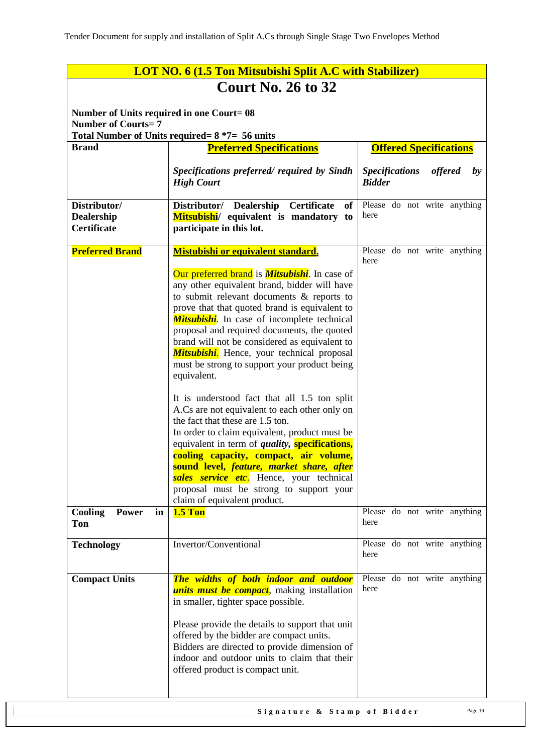## LOT NO. 6 (1.5 Ton Mitsubishi Split A.C with Stabilizer)

# Court No. 26 to 32

**Number of Units required in one Court= 08**
**Number of Courts= 7**
**Total Number of Units required= 8 *7= 56 units**

| **Brand** | **Preferred Specifications**<br><br>***Specifications preferred/ required by Sindh High Court*** | **Offered Specifications**<br><br>***Specifications offered by Bidder*** |
|---|---|---|
| **Distributor/ Dealership Certificate** | **Distributor/ Dealership Certificate of Mitsubishi/ equivalent is mandatory to participate in this lot.** | Please do not write anything here |
| **Preferred Brand** | **Mistubishi or equivalent standard.**<br><br>Our preferred brand is ***Mitsubishi***. In case of any other equivalent brand, bidder will have to submit relevant documents & reports to prove that that quoted brand is equivalent to ***Mitsubishi***. In case of incomplete technical proposal and required documents, the quoted brand will not be considered as equivalent to ***Mitsubishi***. Hence, your technical proposal must be strong to support your product being equivalent.<br><br>It is understood fact that all 1.5 ton split A.Cs are not equivalent to each other only on the fact that these are 1.5 ton.<br>In order to claim equivalent, product must be equivalent in term of ***quality***, **specifications, cooling capacity, compact, air volume, sound level, *feature, market share, after sales service etc*.** Hence, your technical proposal must be strong to support your claim of equivalent product. | Please do not write anything here |
| **Cooling Power in Ton** | **1.5 Ton** | Please do not write anything here |
| **Technology** | Invertor/Conventional | Please do not write anything here |
| **Compact Units** | ***The widths of both indoor and outdoor units must be compact***, making installation in smaller, tighter space possible.<br><br>Please provide the details to support that unit offered by the bidder are compact units.<br>Bidders are directed to provide dimension of indoor and outdoor units to claim that their offered product is compact unit. | Please do not write anything here |

**Signature & Stamp of Bidder**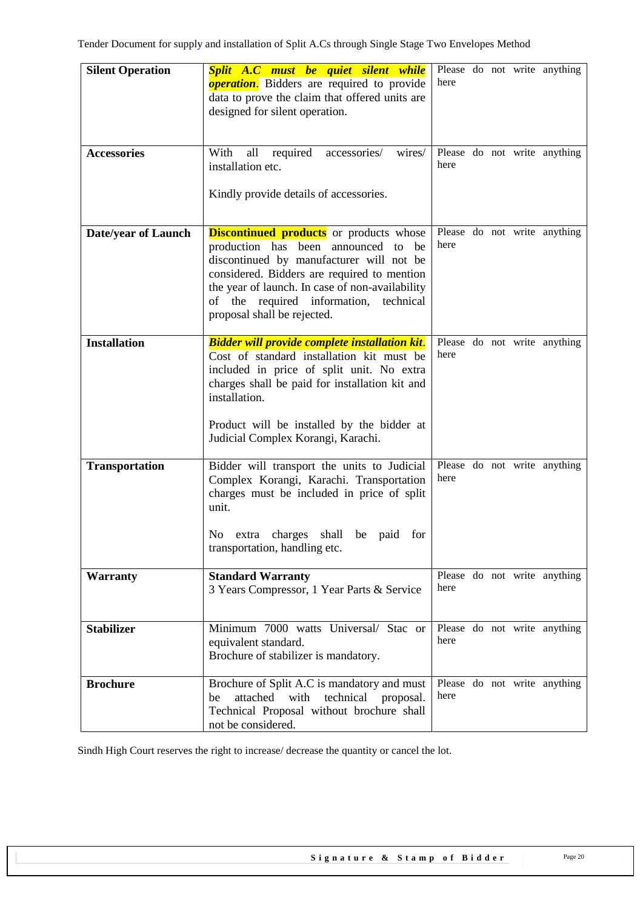| **Silent Operation** | ***Split A.C must be quiet silent while operation***. Bidders are required to provide data to prove the claim that offered units are designed for silent operation. | Please do not write anything here |
|---|---|---|
| **Accessories** | With all required accessories/ wires/ installation etc.<br><br>Kindly provide details of accessories. | Please do not write anything here |
| **Date/year of Launch** | **Discontinued products** or products whose production has been announced to be discontinued by manufacturer will not be considered. Bidders are required to mention the year of launch. In case of non-availability of the required information, technical proposal shall be rejected. | Please do not write anything here |
| **Installation** | ***Bidder will provide complete installation kit***. Cost of standard installation kit must be included in price of split unit. No extra charges shall be paid for installation kit and installation.<br><br>Product will be installed by the bidder at Judicial Complex Korangi, Karachi. | Please do not write anything here |
| **Transportation** | Bidder will transport the units to Judicial Complex Korangi, Karachi. Transportation charges must be included in price of split unit.<br><br>No extra charges shall be paid for transportation, handling etc. | Please do not write anything here |
| **Warranty** | **Standard Warranty**<br>3 Years Compressor, 1 Year Parts & Service | Please do not write anything here |
| **Stabilizer** | Minimum 7000 watts Universal/ Stac or equivalent standard.<br>Brochure of stabilizer is mandatory. | Please do not write anything here |
| **Brochure** | Brochure of Split A.C is mandatory and must be attached with technical proposal. Technical Proposal without brochure shall not be considered. | Please do not write anything here |

Sindh High Court reserves the right to increase/ decrease the quantity or cancel the lot.

**Signature & Stamp of Bidder**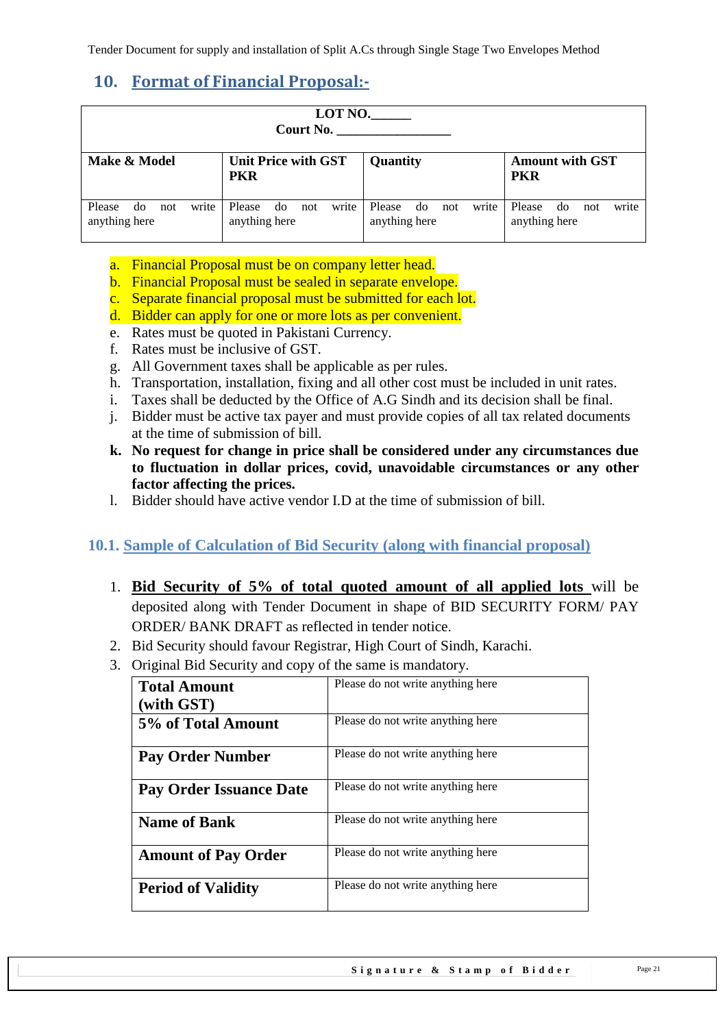## 10. Format of Financial Proposal:-

| LOT NO.______<br>Court No. ________________ | | | |
|---|---|---|---|
| **Make & Model** | **Unit Price with GST PKR** | **Quantity** | **Amount with GST PKR** |
| Please do not write anything here | Please do not write anything here | Please do not write anything here | Please do not write anything here |

a. Financial Proposal must be on company letter head.
b. Financial Proposal must be sealed in separate envelope.
c. Separate financial proposal must be submitted for each lot.
d. Bidder can apply for one or more lots as per convenient.
e. Rates must be quoted in Pakistani Currency.
f. Rates must be inclusive of GST.
g. All Government taxes shall be applicable as per rules.
h. Transportation, installation, fixing and all other cost must be included in unit rates.
i. Taxes shall be deducted by the Office of A.G Sindh and its decision shall be final.
j. Bidder must be active tax payer and must provide copies of all tax related documents at the time of submission of bill.
**k. No request for change in price shall be considered under any circumstances due to fluctuation in dollar prices, covid, unavoidable circumstances or any other factor affecting the prices.**
l. Bidder should have active vendor I.D at the time of submission of bill.

### 10.1. Sample of Calculation of Bid Security (along with financial proposal)

1. **Bid Security of 5% of total quoted amount of all applied lots** will be deposited along with Tender Document in shape of BID SECURITY FORM/ PAY ORDER/ BANK DRAFT as reflected in tender notice.
2. Bid Security should favour Registrar, High Court of Sindh, Karachi.
3. Original Bid Security and copy of the same is mandatory.

| | |
|---|---|
| **Total Amount (with GST)** | Please do not write anything here |
| **5% of Total Amount** | Please do not write anything here |
| **Pay Order Number** | Please do not write anything here |
| **Pay Order Issuance Date** | Please do not write anything here |
| **Name of Bank** | Please do not write anything here |
| **Amount of Pay Order** | Please do not write anything here |
| **Period of Validity** | Please do not write anything here |

**Signature & Stamp of Bidder**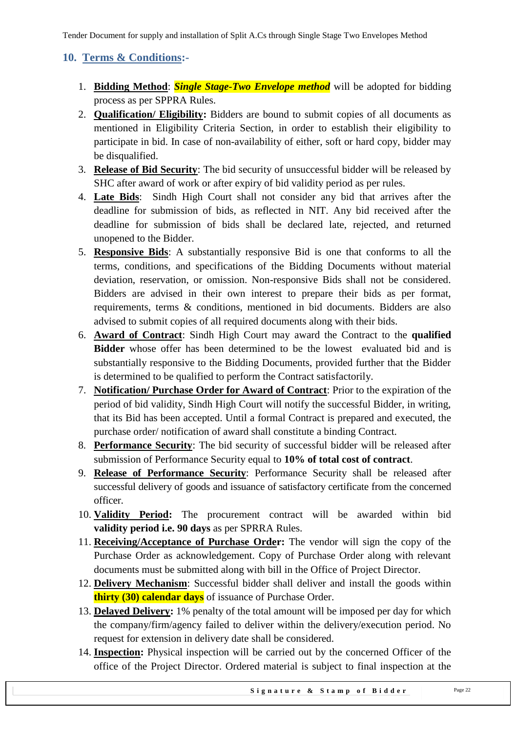## 10. Terms & Conditions:-

1. **Bidding Method**: ***Single Stage-Two Envelope method*** will be adopted for bidding process as per SPPRA Rules.
2. **Qualification/ Eligibility:** Bidders are bound to submit copies of all documents as mentioned in Eligibility Criteria Section, in order to establish their eligibility to participate in bid. In case of non-availability of either, soft or hard copy, bidder may be disqualified.
3. **Release of Bid Security**: The bid security of unsuccessful bidder will be released by SHC after award of work or after expiry of bid validity period as per rules.
4. **Late Bids**: Sindh High Court shall not consider any bid that arrives after the deadline for submission of bids, as reflected in NIT. Any bid received after the deadline for submission of bids shall be declared late, rejected, and returned unopened to the Bidder.
5. **Responsive Bids**: A substantially responsive Bid is one that conforms to all the terms, conditions, and specifications of the Bidding Documents without material deviation, reservation, or omission. Non-responsive Bids shall not be considered. Bidders are advised in their own interest to prepare their bids as per format, requirements, terms & conditions, mentioned in bid documents. Bidders are also advised to submit copies of all required documents along with their bids.
6. **Award of Contract**: Sindh High Court may award the Contract to the **qualified Bidder** whose offer has been determined to be the lowest evaluated bid and is substantially responsive to the Bidding Documents, provided further that the Bidder is determined to be qualified to perform the Contract satisfactorily.
7. **Notification/ Purchase Order for Award of Contract**: Prior to the expiration of the period of bid validity, Sindh High Court will notify the successful Bidder, in writing, that its Bid has been accepted. Until a formal Contract is prepared and executed, the purchase order/ notification of award shall constitute a binding Contract.
8. **Performance Security**: The bid security of successful bidder will be released after submission of Performance Security equal to **10% of total cost of contract**.
9. **Release of Performance Security**: Performance Security shall be released after successful delivery of goods and issuance of satisfactory certificate from the concerned officer.
10. **Validity Period:** The procurement contract will be awarded within bid **validity period i.e. 90 days** as per SPRRA Rules.
11. **Receiving/Acceptance of Purchase Order:** The vendor will sign the copy of the Purchase Order as acknowledgement. Copy of Purchase Order along with relevant documents must be submitted along with bill in the Office of Project Director.
12. **Delivery Mechanism**: Successful bidder shall deliver and install the goods within **thirty (30) calendar days** of issuance of Purchase Order.
13. **Delayed Delivery:** 1% penalty of the total amount will be imposed per day for which the company/firm/agency failed to deliver within the delivery/execution period. No request for extension in delivery date shall be considered.
14. **Inspection:** Physical inspection will be carried out by the concerned Officer of the office of the Project Director. Ordered material is subject to final inspection at the

Signature & Stamp of Bidder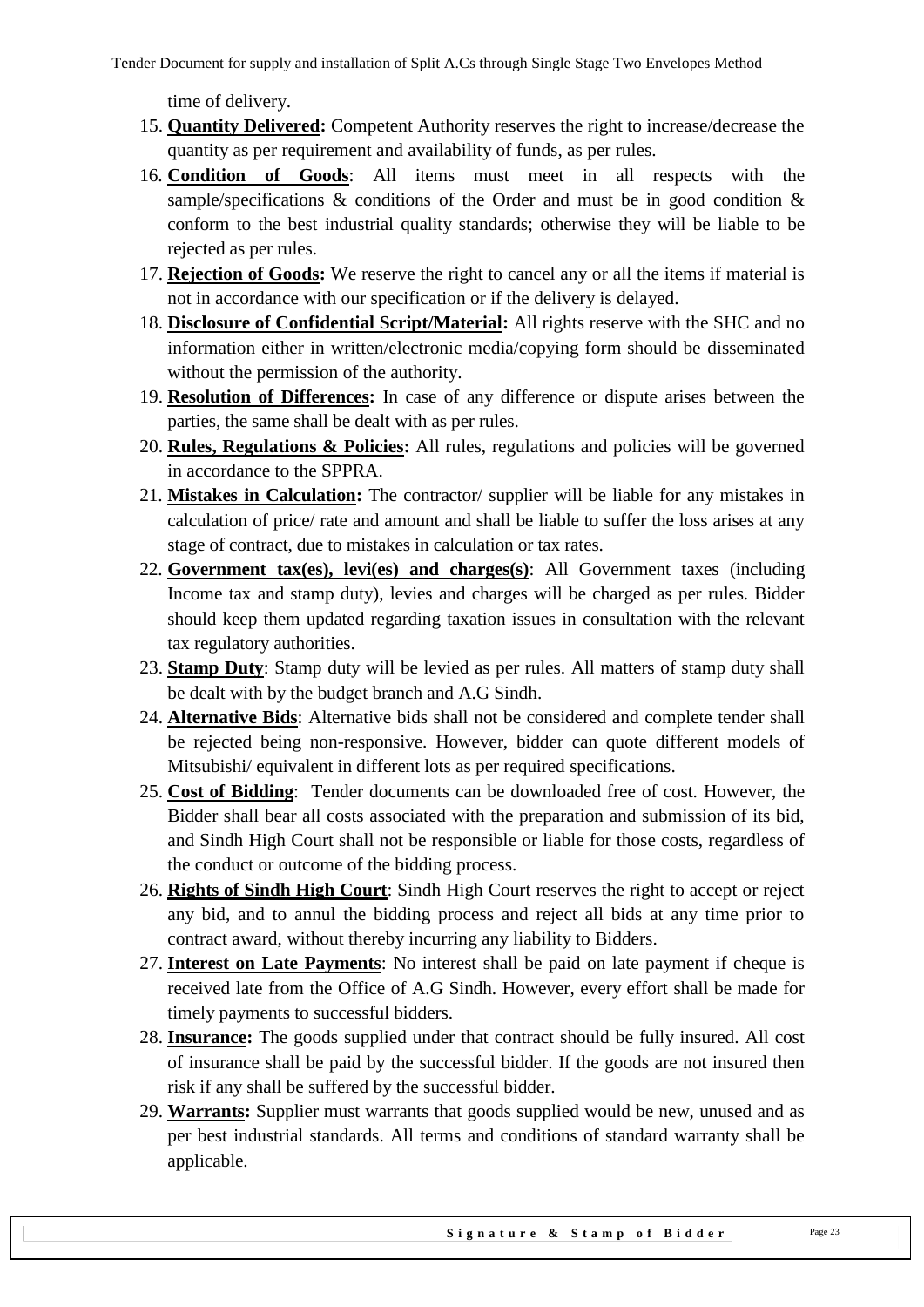time of delivery.

15. **Quantity Delivered:** Competent Authority reserves the right to increase/decrease the quantity as per requirement and availability of funds, as per rules.
16. **Condition of Goods**: All items must meet in all respects with the sample/specifications & conditions of the Order and must be in good condition & conform to the best industrial quality standards; otherwise they will be liable to be rejected as per rules.
17. **Rejection of Goods:** We reserve the right to cancel any or all the items if material is not in accordance with our specification or if the delivery is delayed.
18. **Disclosure of Confidential Script/Material:** All rights reserve with the SHC and no information either in written/electronic media/copying form should be disseminated without the permission of the authority.
19. **Resolution of Differences:** In case of any difference or dispute arises between the parties, the same shall be dealt with as per rules.
20. **Rules, Regulations & Policies:** All rules, regulations and policies will be governed in accordance to the SPPRA.
21. **Mistakes in Calculation:** The contractor/ supplier will be liable for any mistakes in calculation of price/ rate and amount and shall be liable to suffer the loss arises at any stage of contract, due to mistakes in calculation or tax rates.
22. **Government tax(es), levi(es) and charges(s)**: All Government taxes (including Income tax and stamp duty), levies and charges will be charged as per rules. Bidder should keep them updated regarding taxation issues in consultation with the relevant tax regulatory authorities.
23. **Stamp Duty**: Stamp duty will be levied as per rules. All matters of stamp duty shall be dealt with by the budget branch and A.G Sindh.
24. **Alternative Bids**: Alternative bids shall not be considered and complete tender shall be rejected being non-responsive. However, bidder can quote different models of Mitsubishi/ equivalent in different lots as per required specifications.
25. **Cost of Bidding**: Tender documents can be downloaded free of cost. However, the Bidder shall bear all costs associated with the preparation and submission of its bid, and Sindh High Court shall not be responsible or liable for those costs, regardless of the conduct or outcome of the bidding process.
26. **Rights of Sindh High Court**: Sindh High Court reserves the right to accept or reject any bid, and to annul the bidding process and reject all bids at any time prior to contract award, without thereby incurring any liability to Bidders.
27. **Interest on Late Payments**: No interest shall be paid on late payment if cheque is received late from the Office of A.G Sindh. However, every effort shall be made for timely payments to successful bidders.
28. **Insurance:** The goods supplied under that contract should be fully insured. All cost of insurance shall be paid by the successful bidder. If the goods are not insured then risk if any shall be suffered by the successful bidder.
29. **Warrants:** Supplier must warrants that goods supplied would be new, unused and as per best industrial standards. All terms and conditions of standard warranty shall be applicable.

**Signature & Stamp of Bidder**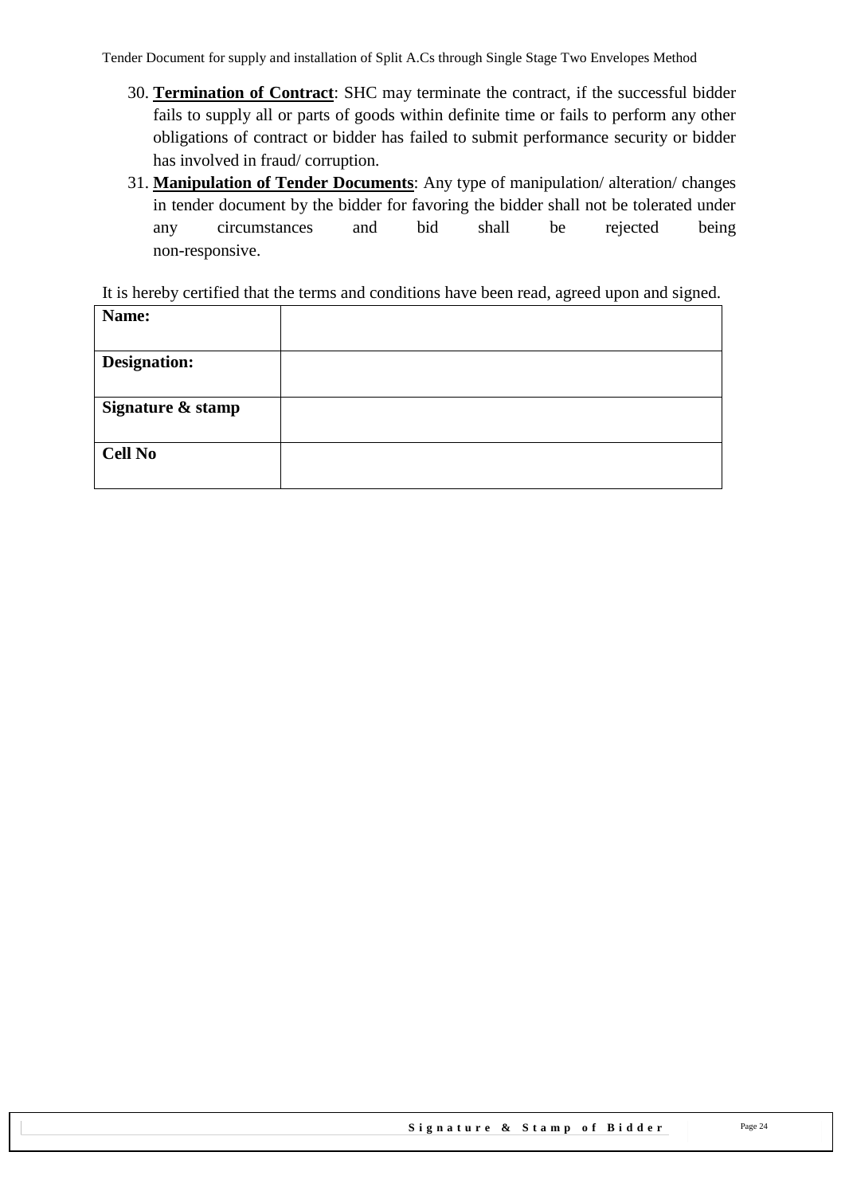30. **Termination of Contract**: SHC may terminate the contract, if the successful bidder fails to supply all or parts of goods within definite time or fails to perform any other obligations of contract or bidder has failed to submit performance security or bidder has involved in fraud/ corruption.
31. **Manipulation of Tender Documents**: Any type of manipulation/ alteration/ changes in tender document by the bidder for favoring the bidder shall not be tolerated under any circumstances and bid shall be rejected being non-responsive.

It is hereby certified that the terms and conditions have been read, agreed upon and signed.

| **Name:** | |
|---|---|
| **Designation:** | |
| **Signature & stamp** | |
| **Cell No** | |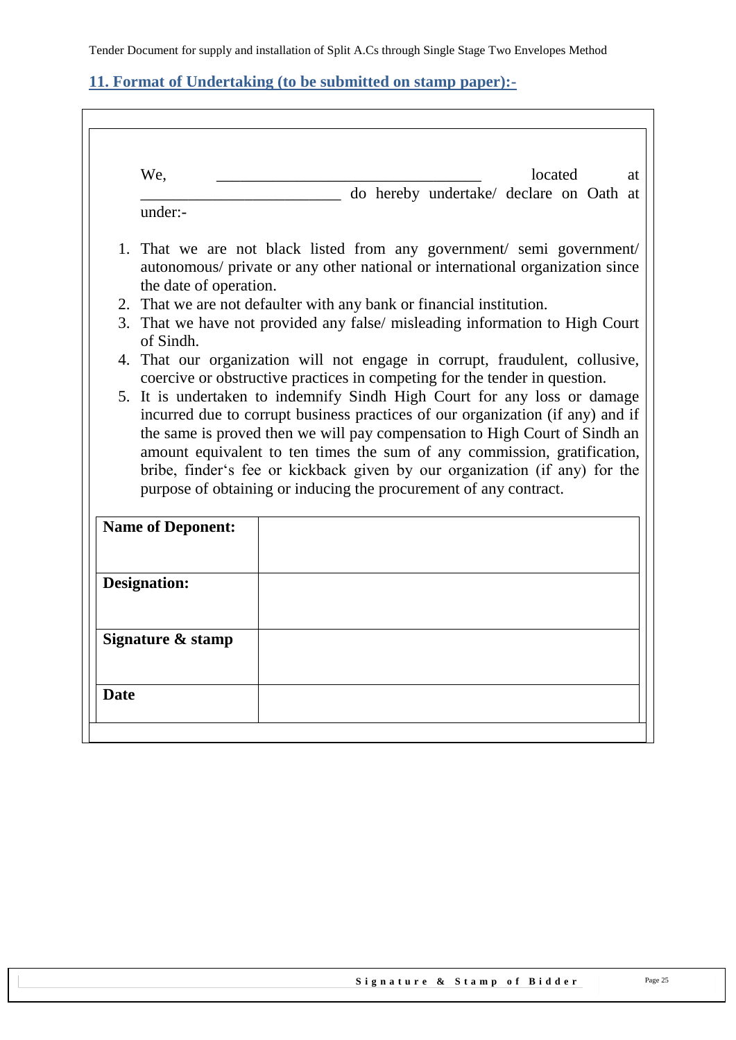## 11. Format of Undertaking (to be submitted on stamp paper):-

We, __________________________________ located at __________________________ do hereby undertake/ declare on Oath at under:-

1. That we are not black listed from any government/ semi government/ autonomous/ private or any other national or international organization since the date of operation.
2. That we are not defaulter with any bank or financial institution.
3. That we have not provided any false/ misleading information to High Court of Sindh.
4. That our organization will not engage in corrupt, fraudulent, collusive, coercive or obstructive practices in competing for the tender in question.
5. It is undertaken to indemnify Sindh High Court for any loss or damage incurred due to corrupt business practices of our organization (if any) and if the same is proved then we will pay compensation to High Court of Sindh an amount equivalent to ten times the sum of any commission, gratification, bribe, finder's fee or kickback given by our organization (if any) for the purpose of obtaining or inducing the procurement of any contract.

| | |
|---|---|
| **Name of Deponent:** | |
| **Designation:** | |
| **Signature & stamp** | |
| **Date** | |

Signature & Stamp of Bidder